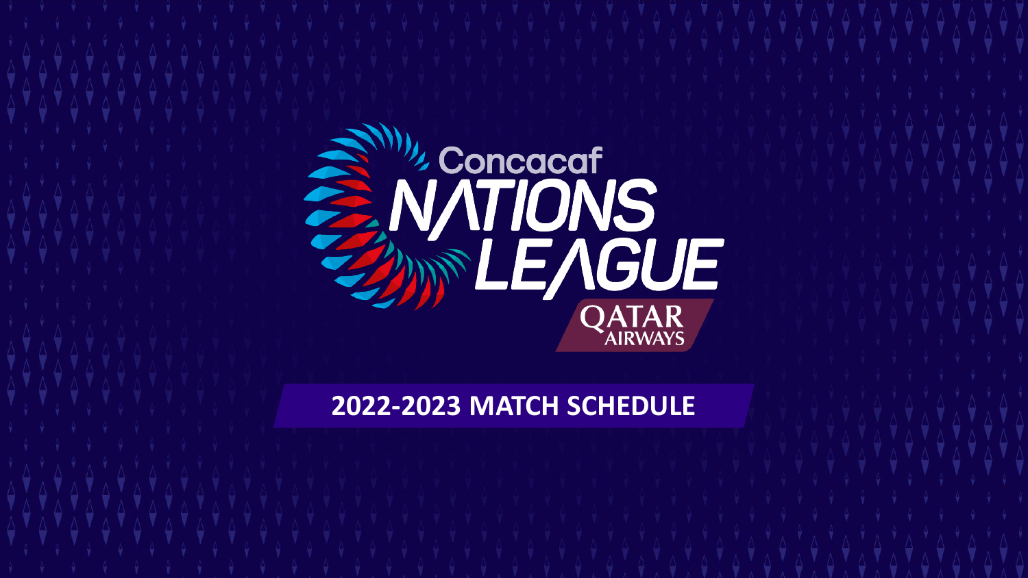# Concacaf NATIONS LEAGUE

QATAR AIRWAYS

## 2022-2023 MATCH SCHEDULE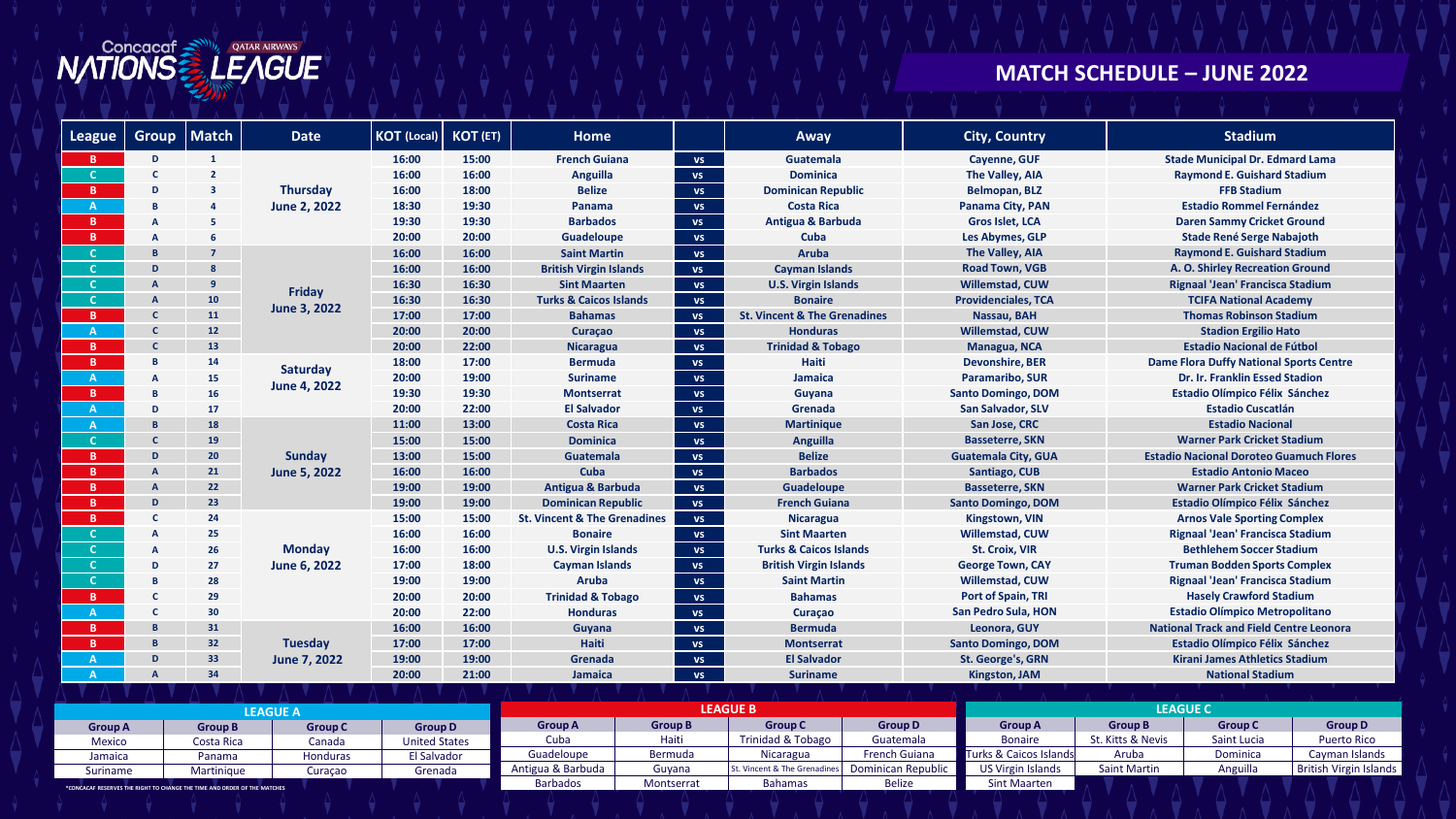# Concacaf Nations League

## MATCH SCHEDULE – JUNE 2022

| League | Group | Match | Date | KOT (Local) | KOT (ET) | Home | | Away | City, Country | Stadium |
|---|---|---|---|---|---|---|---|---|---|---|
| B | D | 1 | Thursday June 2, 2022 | 16:00 | 15:00 | French Guiana | vs | Guatemala | Cayenne, GUF | Stade Municipal Dr. Edmard Lama |
| C | C | 2 | | 16:00 | 16:00 | Anguilla | vs | Dominica | The Valley, AIA | Raymond E. Guishard Stadium |
| B | D | 3 | | 16:00 | 18:00 | Belize | vs | Dominican Republic | Belmopan, BLZ | FFB Stadium |
| A | B | 4 | | 18:30 | 19:30 | Panama | vs | Costa Rica | Panama City, PAN | Estadio Rommel Fernández |
| B | A | 5 | | 19:30 | 19:30 | Barbados | vs | Antigua & Barbuda | Gros Islet, LCA | Daren Sammy Cricket Ground |
| B | A | 6 | | 20:00 | 20:00 | Guadeloupe | vs | Cuba | Les Abymes, GLP | Stade René Serge Nabajoth |
| C | B | 7 | Friday June 3, 2022 | 16:00 | 16:00 | Saint Martin | vs | Aruba | The Valley, AIA | Raymond E. Guishard Stadium |
| C | D | 8 | | 16:00 | 16:00 | British Virgin Islands | vs | Cayman Islands | Road Town, VGB | A. O. Shirley Recreation Ground |
| C | A | 9 | | 16:30 | 16:30 | Sint Maarten | vs | U.S. Virgin Islands | Willemstad, CUW | Rignaal 'Jean' Francisca Stadium |
| C | A | 10 | | 16:30 | 16:30 | Turks & Caicos Islands | vs | Bonaire | Providenciales, TCA | TCIFA National Academy |
| B | C | 11 | | 17:00 | 17:00 | Bahamas | vs | St. Vincent & The Grenadines | Nassau, BAH | Thomas Robinson Stadium |
| A | C | 12 | | 20:00 | 20:00 | Curaçao | vs | Honduras | Willemstad, CUW | Stadion Ergilio Hato |
| B | C | 13 | | 20:00 | 22:00 | Nicaragua | vs | Trinidad & Tobago | Managua, NCA | Estadio Nacional de Fútbol |
| B | B | 14 | Saturday June 4, 2022 | 18:00 | 17:00 | Bermuda | vs | Haiti | Devonshire, BER | Dame Flora Duffy National Sports Centre |
| A | A | 15 | | 20:00 | 19:00 | Suriname | vs | Jamaica | Paramaribo, SUR | Dr. Ir. Franklin Essed Stadion |
| B | B | 16 | | 19:30 | 19:30 | Montserrat | vs | Guyana | Santo Domingo, DOM | Estadio Olímpico Félix Sánchez |
| A | D | 17 | | 20:00 | 22:00 | El Salvador | vs | Grenada | San Salvador, SLV | Estadio Cuscatlán |
| A | B | 18 | Sunday June 5, 2022 | 11:00 | 13:00 | Costa Rica | vs | Martinique | San Jose, CRC | Estadio Nacional |
| C | C | 19 | | 15:00 | 15:00 | Dominica | vs | Anguilla | Basseterre, SKN | Warner Park Cricket Stadium |
| B | D | 20 | | 13:00 | 15:00 | Guatemala | vs | Belize | Guatemala City, GUA | Estadio Nacional Doroteo Guamuch Flores |
| B | A | 21 | | 16:00 | 16:00 | Cuba | vs | Barbados | Santiago, CUB | Estadio Antonio Maceo |
| B | A | 22 | | 19:00 | 19:00 | Antigua & Barbuda | vs | Guadeloupe | Basseterre, SKN | Warner Park Cricket Stadium |
| B | D | 23 | | 19:00 | 19:00 | Dominican Republic | vs | French Guiana | Santo Domingo, DOM | Estadio Olímpico Félix Sánchez |
| B | C | 24 | Monday June 6, 2022 | 15:00 | 15:00 | St. Vincent & The Grenadines | vs | Nicaragua | Kingstown, VIN | Arnos Vale Sporting Complex |
| C | A | 25 | | 16:00 | 16:00 | Bonaire | vs | Sint Maarten | Willemstad, CUW | Rignaal 'Jean' Francisca Stadium |
| C | A | 26 | | 16:00 | 16:00 | U.S. Virgin Islands | vs | Turks & Caicos Islands | St. Croix, VIR | Bethlehem Soccer Stadium |
| C | D | 27 | | 17:00 | 18:00 | Cayman Islands | vs | British Virgin Islands | George Town, CAY | Truman Bodden Sports Complex |
| C | B | 28 | | 19:00 | 19:00 | Aruba | vs | Saint Martin | Willemstad, CUW | Rignaal 'Jean' Francisca Stadium |
| B | C | 29 | | 20:00 | 20:00 | Trinidad & Tobago | vs | Bahamas | Port of Spain, TRI | Hasely Crawford Stadium |
| A | C | 30 | | 20:00 | 22:00 | Honduras | vs | Curaçao | San Pedro Sula, HON | Estadio Olímpico Metropolitano |
| B | B | 31 | Tuesday June 7, 2022 | 16:00 | 16:00 | Guyana | vs | Bermuda | Leonora, GUY | National Track and Field Centre Leonora |
| B | B | 32 | | 17:00 | 17:00 | Haiti | vs | Montserrat | Santo Domingo, DOM | Estadio Olímpico Félix Sánchez |
| A | D | 33 | | 19:00 | 19:00 | Grenada | vs | El Salvador | St. George's, GRN | Kirani James Athletics Stadium |
| A | A | 34 | | 20:00 | 21:00 | Jamaica | vs | Suriname | Kingston, JAM | National Stadium |

### LEAGUE A

| Group A | Group B | Group C | Group D |
|---|---|---|---|
| Mexico | Costa Rica | Canada | United States |
| Jamaica | Panama | Honduras | El Salvador |
| Suriname | Martinique | Curaçao | Grenada |

*CONCACAF RESERVES THE RIGHT TO CHANGE THE TIME AND ORDER OF THE MATCHES

### LEAGUE B

| Group A | Group B | Group C | Group D |
|---|---|---|---|
| Cuba | Haiti | Trinidad & Tobago | Guatemala |
| Guadeloupe | Bermuda | Nicaragua | French Guiana |
| Antigua & Barbuda | Guyana | St. Vincent & The Grenadines | Dominican Republic |
| Barbados | Montserrat | Bahamas | Belize |

### LEAGUE C

| Group A | Group B | Group C | Group D |
|---|---|---|---|
| Bonaire | St. Kitts & Nevis | Saint Lucia | Puerto Rico |
| Turks & Caicos Islands | Aruba | Dominica | Cayman Islands |
| US Virgin Islands | Saint Martin | Anguilla | British Virgin Islands |
| Sint Maarten | | | |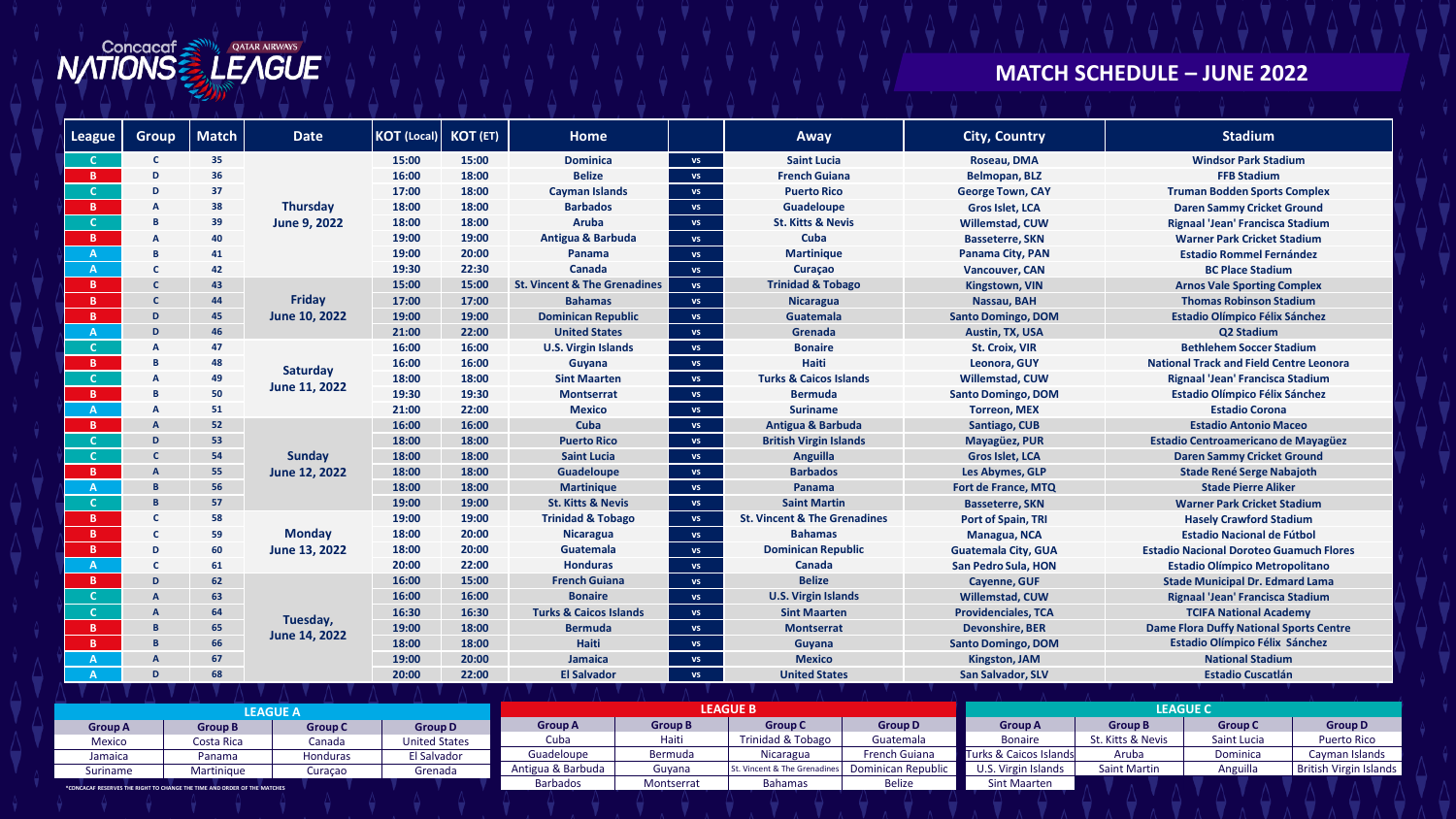# Concacaf Nations League

## MATCH SCHEDULE – JUNE 2022

| League | Group | Match | Date | KOT (Local) | KOT (ET) | Home | | Away | City, Country | Stadium |
|---|---|---|---|---|---|---|---|---|---|---|
| C | C | 35 | Thursday June 9, 2022 | 15:00 | 15:00 | Dominica | vs | Saint Lucia | Roseau, DMA | Windsor Park Stadium |
| B | D | 36 | | 16:00 | 18:00 | Belize | vs | French Guiana | Belmopan, BLZ | FFB Stadium |
| C | D | 37 | | 17:00 | 18:00 | Cayman Islands | vs | Puerto Rico | George Town, CAY | Truman Bodden Sports Complex |
| B | A | 38 | | 18:00 | 18:00 | Barbados | vs | Guadeloupe | Gros Islet, LCA | Daren Sammy Cricket Ground |
| C | B | 39 | | 18:00 | 18:00 | Aruba | vs | St. Kitts & Nevis | Willemstad, CUW | Rignaal 'Jean' Francisca Stadium |
| B | A | 40 | | 19:00 | 19:00 | Antigua & Barbuda | vs | Cuba | Basseterre, SKN | Warner Park Cricket Stadium |
| A | B | 41 | | 19:00 | 20:00 | Panama | vs | Martinique | Panama City, PAN | Estadio Rommel Fernández |
| A | C | 42 | | 19:30 | 22:30 | Canada | vs | Curaçao | Vancouver, CAN | BC Place Stadium |
| B | C | 43 | Friday June 10, 2022 | 15:00 | 15:00 | St. Vincent & The Grenadines | vs | Trinidad & Tobago | Kingstown, VIN | Arnos Vale Sporting Complex |
| B | C | 44 | | 17:00 | 17:00 | Bahamas | vs | Nicaragua | Nassau, BAH | Thomas Robinson Stadium |
| B | D | 45 | | 19:00 | 19:00 | Dominican Republic | vs | Guatemala | Santo Domingo, DOM | Estadio Olímpico Félix Sánchez |
| A | D | 46 | | 21:00 | 22:00 | United States | vs | Grenada | Austin, TX, USA | Q2 Stadium |
| C | A | 47 | Saturday June 11, 2022 | 16:00 | 16:00 | U.S. Virgin Islands | vs | Bonaire | St. Croix, VIR | Bethlehem Soccer Stadium |
| B | B | 48 | | 16:00 | 16:00 | Guyana | vs | Haiti | Leonora, GUY | National Track and Field Centre Leonora |
| C | A | 49 | | 18:00 | 18:00 | Sint Maarten | vs | Turks & Caicos Islands | Willemstad, CUW | Rignaal 'Jean' Francisca Stadium |
| B | B | 50 | | 19:30 | 19:30 | Montserrat | vs | Bermuda | Santo Domingo, DOM | Estadio Olímpico Félix Sánchez |
| A | A | 51 | | 21:00 | 22:00 | Mexico | vs | Suriname | Torreon, MEX | Estadio Corona |
| B | A | 52 | Sunday June 12, 2022 | 16:00 | 16:00 | Cuba | vs | Antigua & Barbuda | Santiago, CUB | Estadio Antonio Maceo |
| C | D | 53 | | 18:00 | 18:00 | Puerto Rico | vs | British Virgin Islands | Mayagüez, PUR | Estadio Centroamericano de Mayagüez |
| C | C | 54 | | 18:00 | 18:00 | Saint Lucia | vs | Anguilla | Gros Islet, LCA | Daren Sammy Cricket Ground |
| B | A | 55 | | 18:00 | 18:00 | Guadeloupe | vs | Barbados | Les Abymes, GLP | Stade René Serge Nabajoth |
| A | B | 56 | | 18:00 | 18:00 | Martinique | vs | Panama | Fort de France, MTQ | Stade Pierre Aliker |
| C | B | 57 | | 19:00 | 19:00 | St. Kitts & Nevis | vs | Saint Martin | Basseterre, SKN | Warner Park Cricket Stadium |
| B | C | 58 | Monday June 13, 2022 | 19:00 | 19:00 | Trinidad & Tobago | vs | St. Vincent & The Grenadines | Port of Spain, TRI | Hasely Crawford Stadium |
| B | C | 59 | | 18:00 | 20:00 | Nicaragua | vs | Bahamas | Managua, NCA | Estadio Nacional de Fútbol |
| B | D | 60 | | 18:00 | 20:00 | Guatemala | vs | Dominican Republic | Guatemala City, GUA | Estadio Nacional Doroteo Guamuch Flores |
| A | C | 61 | | 20:00 | 22:00 | Honduras | vs | Canada | San Pedro Sula, HON | Estadio Olímpico Metropolitano |
| B | D | 62 | Tuesday, June 14, 2022 | 16:00 | 15:00 | French Guiana | vs | Belize | Cayenne, GUF | Stade Municipal Dr. Edmard Lama |
| C | A | 63 | | 16:00 | 16:00 | Bonaire | vs | U.S. Virgin Islands | Willemstad, CUW | Rignaal 'Jean' Francisca Stadium |
| C | A | 64 | | 16:30 | 16:30 | Turks & Caicos Islands | vs | Sint Maarten | Providenciales, TCA | TCIFA National Academy |
| B | B | 65 | | 19:00 | 18:00 | Bermuda | vs | Montserrat | Devonshire, BER | Dame Flora Duffy National Sports Centre |
| B | B | 66 | | 18:00 | 18:00 | Haiti | vs | Guyana | Santo Domingo, DOM | Estadio Olímpico Félix Sánchez |
| A | A | 67 | | 19:00 | 20:00 | Jamaica | vs | Mexico | Kingston, JAM | National Stadium |
| A | D | 68 | | 20:00 | 22:00 | El Salvador | vs | United States | San Salvador, SLV | Estadio Cuscatlán |

### LEAGUE A

| Group A | Group B | Group C | Group D |
|---|---|---|---|
| Mexico | Costa Rica | Canada | United States |
| Jamaica | Panama | Honduras | El Salvador |
| Suriname | Martinique | Curaçao | Grenada |

*CONCACAF RESERVES THE RIGHT TO CHANGE THE TIME AND ORDER OF THE MATCHES

### LEAGUE B

| Group A | Group B | Group C | Group D |
|---|---|---|---|
| Cuba | Haiti | Trinidad & Tobago | Guatemala |
| Guadeloupe | Bermuda | Nicaragua | French Guiana |
| Antigua & Barbuda | Guyana | St. Vincent & The Grenadines | Dominican Republic |
| Barbados | Montserrat | Bahamas | Belize |

### LEAGUE C

| Group A | Group B | Group C | Group D |
|---|---|---|---|
| Bonaire | St. Kitts & Nevis | Saint Lucia | Puerto Rico |
| Turks & Caicos Islands | Aruba | Dominica | Cayman Islands |
| U.S. Virgin Islands | Saint Martin | Anguilla | British Virgin Islands |
| Sint Maarten | | | |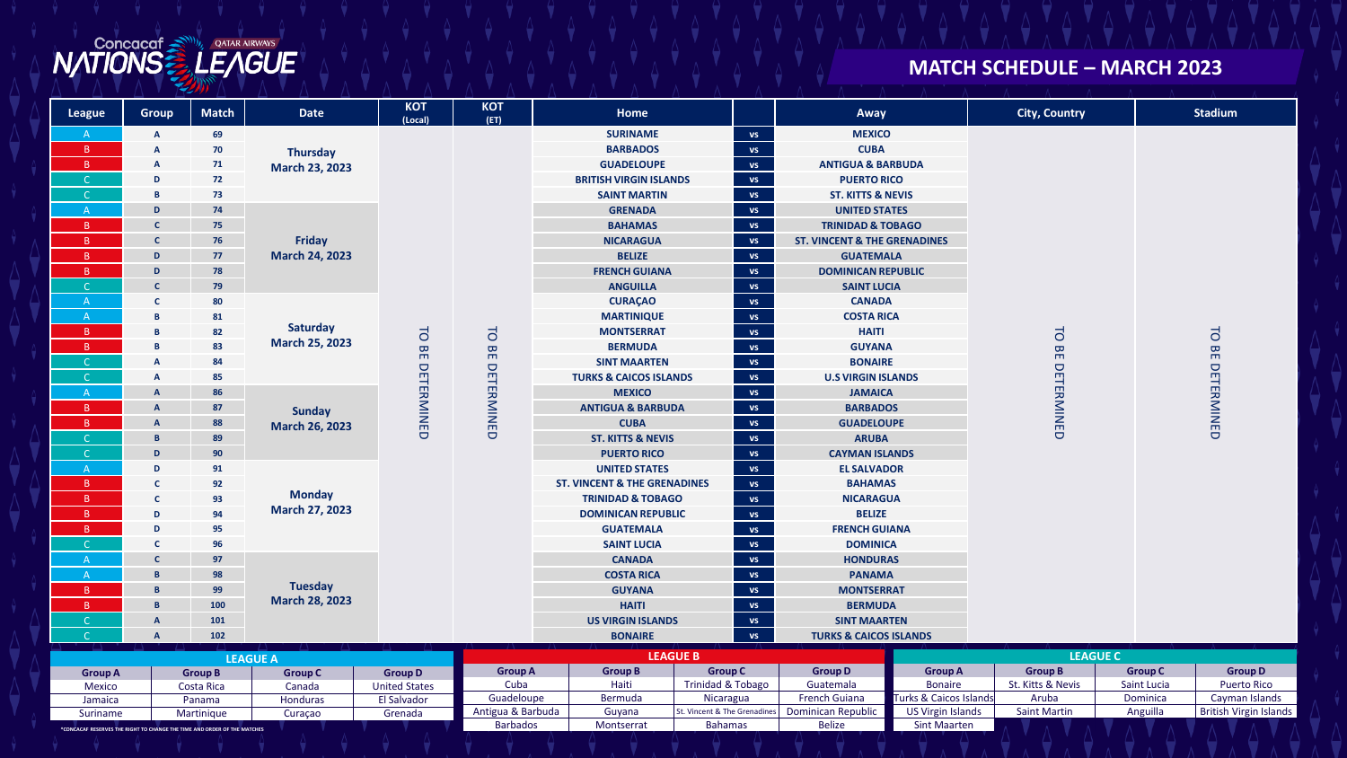# Concacaf Nations League — Qatar Airways

## MATCH SCHEDULE – MARCH 2023

| League | Group | Match | Date | KOT (Local) | KOT (ET) | Home | | Away | City, Country | Stadium |
|---|---|---|---|---|---|---|---|---|---|---|
| A | A | 69 | Thursday March 23, 2023 | TO BE DETERMINED | TO BE DETERMINED | SURINAME | vs | MEXICO | TO BE DETERMINED | TO BE DETERMINED |
| B | A | 70 | | | | BARBADOS | vs | CUBA | | |
| B | A | 71 | | | | GUADELOUPE | vs | ANTIGUA & BARBUDA | | |
| C | D | 72 | | | | BRITISH VIRGIN ISLANDS | vs | PUERTO RICO | | |
| C | B | 73 | | | | SAINT MARTIN | vs | ST. KITTS & NEVIS | | |
| A | D | 74 | Friday March 24, 2023 | | | GRENADA | vs | UNITED STATES | | |
| B | C | 75 | | | | BAHAMAS | vs | TRINIDAD & TOBAGO | | |
| B | C | 76 | | | | NICARAGUA | vs | ST. VINCENT & THE GRENADINES | | |
| B | D | 77 | | | | BELIZE | vs | GUATEMALA | | |
| B | D | 78 | | | | FRENCH GUIANA | vs | DOMINICAN REPUBLIC | | |
| C | C | 79 | | | | ANGUILLA | vs | SAINT LUCIA | | |
| A | C | 80 | Saturday March 25, 2023 | | | CURAÇAO | vs | CANADA | | |
| A | B | 81 | | | | MARTINIQUE | vs | COSTA RICA | | |
| B | B | 82 | | | | MONTSERRAT | vs | HAITI | | |
| B | B | 83 | | | | BERMUDA | vs | GUYANA | | |
| C | A | 84 | | | | SINT MAARTEN | vs | BONAIRE | | |
| C | A | 85 | | | | TURKS & CAICOS ISLANDS | vs | U.S VIRGIN ISLANDS | | |
| A | A | 86 | Sunday March 26, 2023 | | | MEXICO | vs | JAMAICA | | |
| B | A | 87 | | | | ANTIGUA & BARBUDA | vs | BARBADOS | | |
| B | A | 88 | | | | CUBA | vs | GUADELOUPE | | |
| C | B | 89 | | | | ST. KITTS & NEVIS | vs | ARUBA | | |
| C | D | 90 | | | | PUERTO RICO | vs | CAYMAN ISLANDS | | |
| A | D | 91 | Monday March 27, 2023 | | | UNITED STATES | vs | EL SALVADOR | | |
| B | C | 92 | | | | ST. VINCENT & THE GRENADINES | vs | BAHAMAS | | |
| B | C | 93 | | | | TRINIDAD & TOBAGO | vs | NICARAGUA | | |
| B | D | 94 | | | | DOMINICAN REPUBLIC | vs | BELIZE | | |
| B | D | 95 | | | | GUATEMALA | vs | FRENCH GUIANA | | |
| C | C | 96 | | | | SAINT LUCIA | vs | DOMINICA | | |
| A | C | 97 | Tuesday March 28, 2023 | | | CANADA | vs | HONDURAS | | |
| A | B | 98 | | | | COSTA RICA | vs | PANAMA | | |
| B | B | 99 | | | | GUYANA | vs | MONTSERRAT | | |
| B | B | 100 | | | | HAITI | vs | BERMUDA | | |
| C | A | 101 | | | | US VIRGIN ISLANDS | vs | SINT MAARTEN | | |
| C | A | 102 | | | | BONAIRE | vs | TURKS & CAICOS ISLANDS | | |

### LEAGUE A

| Group A | Group B | Group C | Group D |
|---|---|---|---|
| Mexico | Costa Rica | Canada | United States |
| Jamaica | Panama | Honduras | El Salvador |
| Suriname | Martinique | Curaçao | Grenada |

*CONCACAF RESERVES THE RIGHT TO CHANGE THE TIME AND ORDER OF THE MATCHES

### LEAGUE B

| Group A | Group B | Group C | Group D |
|---|---|---|---|
| Cuba | Haiti | Trinidad & Tobago | Guatemala |
| Guadeloupe | Bermuda | Nicaragua | French Guiana |
| Antigua & Barbuda | Guyana | St. Vincent & The Grenadines | Dominican Republic |
| Barbados | Montserrat | Bahamas | Belize |

### LEAGUE C

| Group A | Group B | Group C | Group D |
|---|---|---|---|
| Bonaire | St. Kitts & Nevis | Saint Lucia | Puerto Rico |
| Turks & Caicos Islands | Aruba | Dominica | Cayman Islands |
| US Virgin Islands | Saint Martin | Anguilla | British Virgin Islands |
| Sint Maarten | | | |